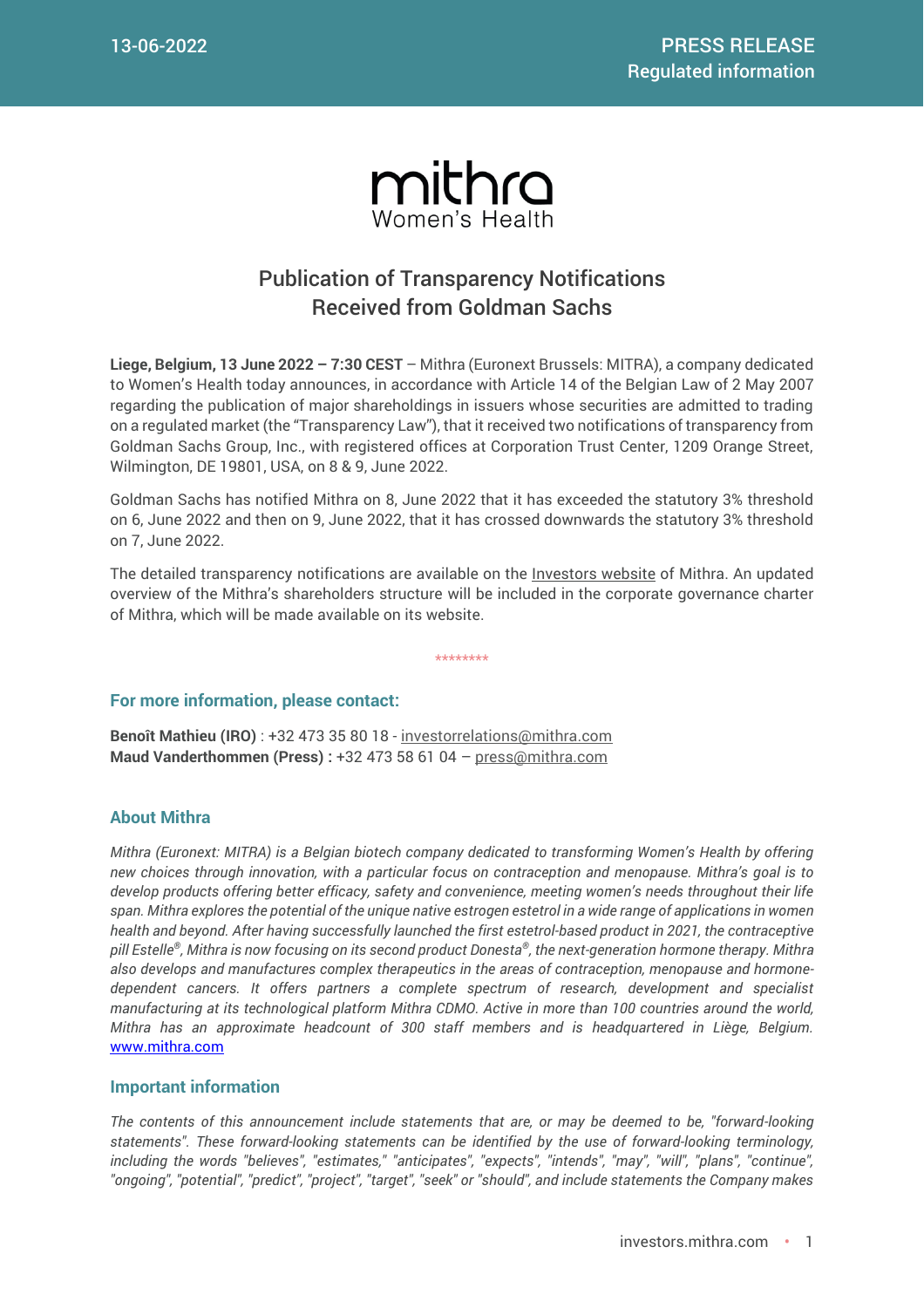13-06-2022

PRESS RELEASE
Regulated information

mithra
Women's Health

# Publication of Transparency Notifications Received from Goldman Sachs

**Liege, Belgium, 13 June 2022 – 7:30 CEST** – Mithra (Euronext Brussels: MITRA), a company dedicated to Women's Health today announces, in accordance with Article 14 of the Belgian Law of 2 May 2007 regarding the publication of major shareholdings in issuers whose securities are admitted to trading on a regulated market (the "Transparency Law"), that it received two notifications of transparency from Goldman Sachs Group, Inc., with registered offices at Corporation Trust Center, 1209 Orange Street, Wilmington, DE 19801, USA, on 8 & 9, June 2022.

Goldman Sachs has notified Mithra on 8, June 2022 that it has exceeded the statutory 3% threshold on 6, June 2022 and then on 9, June 2022, that it has crossed downwards the statutory 3% threshold on 7, June 2022.

The detailed transparency notifications are available on the Investors website of Mithra. An updated overview of the Mithra's shareholders structure will be included in the corporate governance charter of Mithra, which will be made available on its website.

********

## For more information, please contact:

**Benoît Mathieu (IRO)** : +32 473 35 80 18 - investorrelations@mithra.com
**Maud Vanderthommen (Press) :** +32 473 58 61 04 – press@mithra.com

## About Mithra

*Mithra (Euronext: MITRA) is a Belgian biotech company dedicated to transforming Women's Health by offering new choices through innovation, with a particular focus on contraception and menopause. Mithra's goal is to develop products offering better efficacy, safety and convenience, meeting women's needs throughout their life span. Mithra explores the potential of the unique native estrogen estetrol in a wide range of applications in women health and beyond. After having successfully launched the first estetrol-based product in 2021, the contraceptive pill Estelle®, Mithra is now focusing on its second product Donesta®, the next-generation hormone therapy. Mithra also develops and manufactures complex therapeutics in the areas of contraception, menopause and hormone-dependent cancers. It offers partners a complete spectrum of research, development and specialist manufacturing at its technological platform Mithra CDMO. Active in more than 100 countries around the world, Mithra has an approximate headcount of 300 staff members and is headquartered in Liège, Belgium.* www.mithra.com

## Important information

*The contents of this announcement include statements that are, or may be deemed to be, "forward-looking statements". These forward-looking statements can be identified by the use of forward-looking terminology, including the words "believes", "estimates," "anticipates", "expects", "intends", "may", "will", "plans", "continue", "ongoing", "potential", "predict", "project", "target", "seek" or "should", and include statements the Company makes*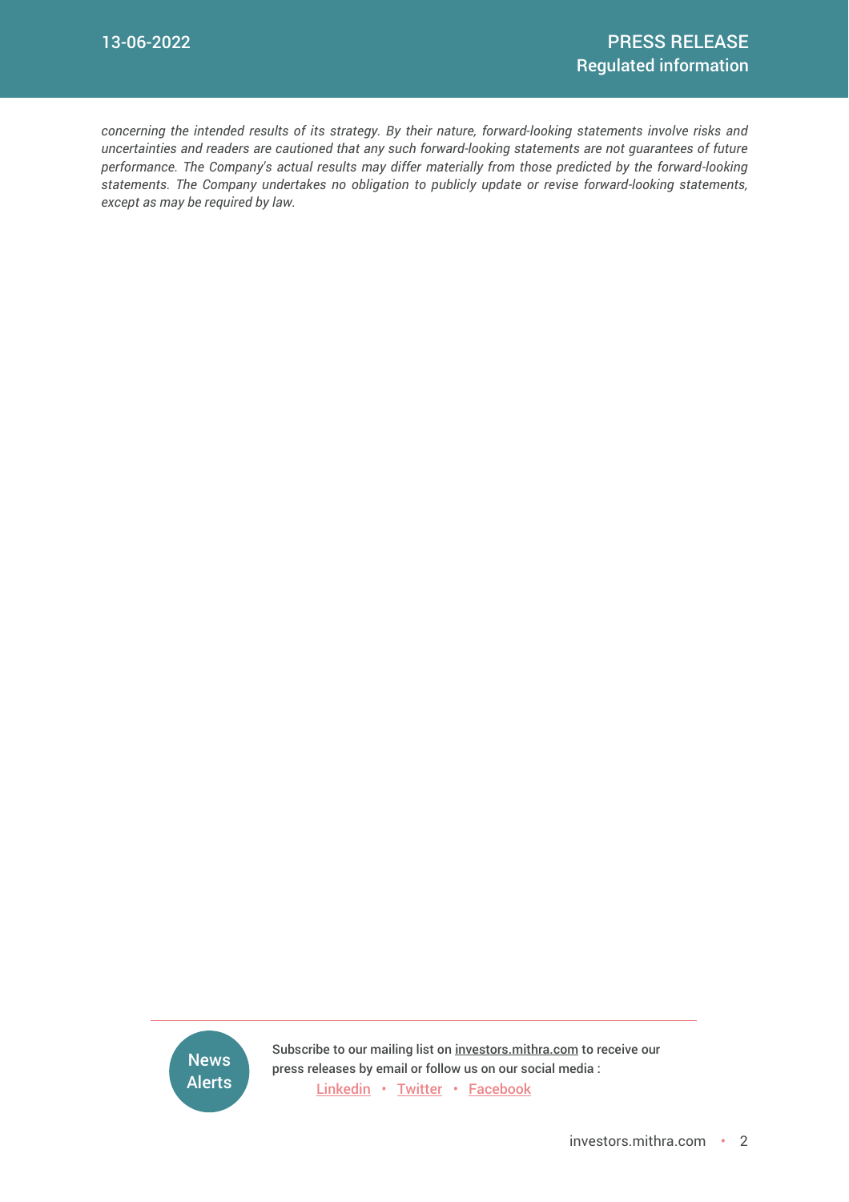*concerning the intended results of its strategy. By their nature, forward-looking statements involve risks and uncertainties and readers are cautioned that any such forward-looking statements are not guarantees of future performance. The Company's actual results may differ materially from those predicted by the forward-looking statements. The Company undertakes no obligation to publicly update or revise forward-looking statements, except as may be required by law.*

News Alerts

Subscribe to our mailing list on investors.mithra.com to receive our press releases by email or follow us on our social media :

Linkedin • Twitter • Facebook